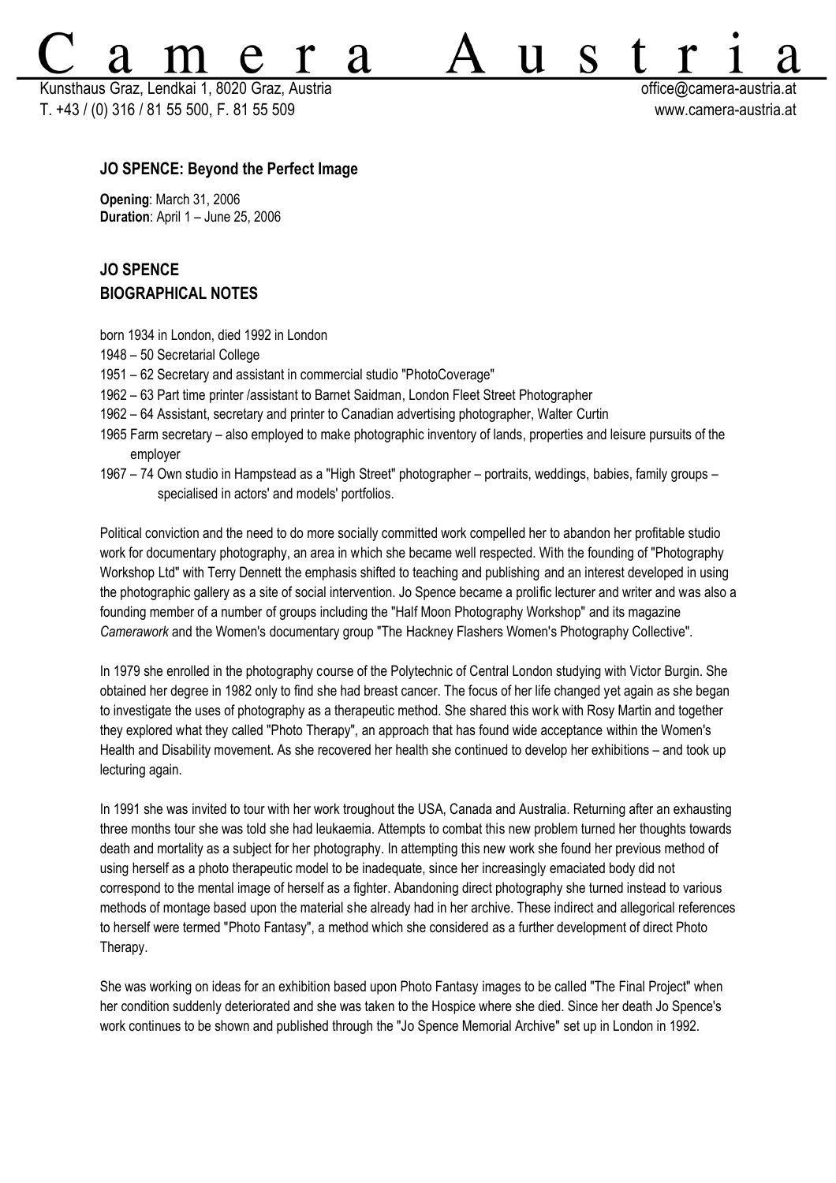# Camera Austria

Kunsthaus Graz, Lendkai 1, 8020 Graz, Austria
T. +43 / (0) 316 / 81 55 500, F. 81 55 509

office@camera-austria.at
www.camera-austria.at

**JO SPENCE: Beyond the Perfect Image**

**Opening**: March 31, 2006
**Duration**: April 1 – June 25, 2006

## JO SPENCE
## BIOGRAPHICAL NOTES

born 1934 in London, died 1992 in London
1948 – 50 Secretarial College
1951 – 62 Secretary and assistant in commercial studio "PhotoCoverage"
1962 – 63 Part time printer /assistant to Barnet Saidman, London Fleet Street Photographer
1962 – 64 Assistant, secretary and printer to Canadian advertising photographer, Walter Curtin
1965 Farm secretary – also employed to make photographic inventory of lands, properties and leisure pursuits of the employer
1967 – 74 Own studio in Hampstead as a "High Street" photographer – portraits, weddings, babies, family groups – specialised in actors' and models' portfolios.

Political conviction and the need to do more socially committed work compelled her to abandon her profitable studio work for documentary photography, an area in which she became well respected. With the founding of "Photography Workshop Ltd" with Terry Dennett the emphasis shifted to teaching and publishing and an interest developed in using the photographic gallery as a site of social intervention. Jo Spence became a prolific lecturer and writer and was also a founding member of a number of groups including the "Half Moon Photography Workshop" and its magazine *Camerawork* and the Women's documentary group "The Hackney Flashers Women's Photography Collective".

In 1979 she enrolled in the photography course of the Polytechnic of Central London studying with Victor Burgin. She obtained her degree in 1982 only to find she had breast cancer. The focus of her life changed yet again as she began to investigate the uses of photography as a therapeutic method. She shared this work with Rosy Martin and together they explored what they called "Photo Therapy", an approach that has found wide acceptance within the Women's Health and Disability movement. As she recovered her health she continued to develop her exhibitions – and took up lecturing again.

In 1991 she was invited to tour with her work troughout the USA, Canada and Australia. Returning after an exhausting three months tour she was told she had leukaemia. Attempts to combat this new problem turned her thoughts towards death and mortality as a subject for her photography. In attempting this new work she found her previous method of using herself as a photo therapeutic model to be inadequate, since her increasingly emaciated body did not correspond to the mental image of herself as a fighter. Abandoning direct photography she turned instead to various methods of montage based upon the material she already had in her archive. These indirect and allegorical references to herself were termed "Photo Fantasy", a method which she considered as a further development of direct Photo Therapy.

She was working on ideas for an exhibition based upon Photo Fantasy images to be called "The Final Project" when her condition suddenly deteriorated and she was taken to the Hospice where she died. Since her death Jo Spence's work continues to be shown and published through the "Jo Spence Memorial Archive" set up in London in 1992.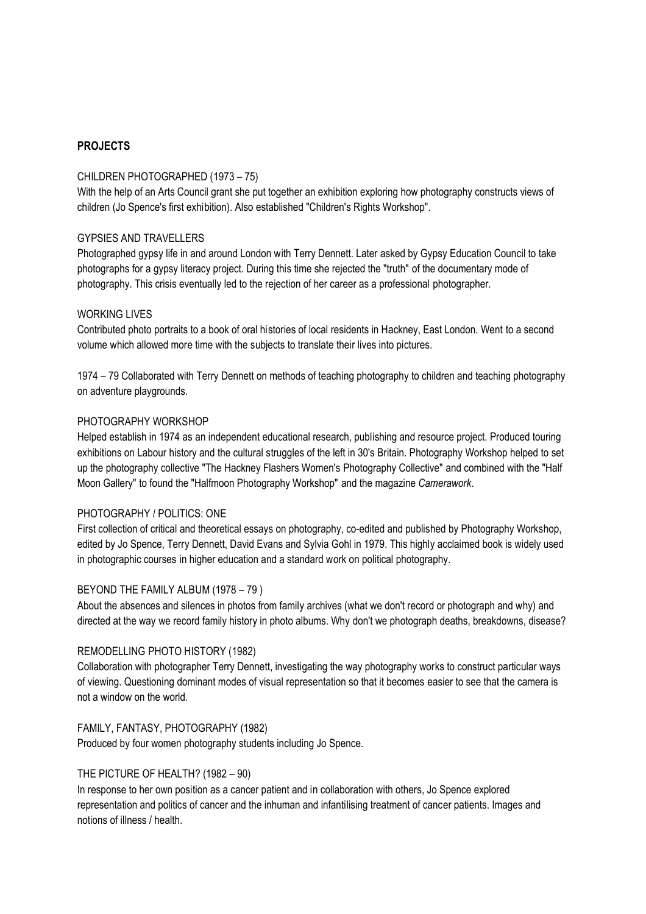## PROJECTS

CHILDREN PHOTOGRAPHED (1973 – 75)

With the help of an Arts Council grant she put together an exhibition exploring how photography constructs views of children (Jo Spence's first exhibition). Also established "Children's Rights Workshop".

GYPSIES AND TRAVELLERS

Photographed gypsy life in and around London with Terry Dennett. Later asked by Gypsy Education Council to take photographs for a gypsy literacy project. During this time she rejected the "truth" of the documentary mode of photography. This crisis eventually led to the rejection of her career as a professional photographer.

WORKING LIVES

Contributed photo portraits to a book of oral histories of local residents in Hackney, East London. Went to a second volume which allowed more time with the subjects to translate their lives into pictures.

1974 – 79 Collaborated with Terry Dennett on methods of teaching photography to children and teaching photography on adventure playgrounds.

PHOTOGRAPHY WORKSHOP

Helped establish in 1974 as an independent educational research, publishing and resource project. Produced touring exhibitions on Labour history and the cultural struggles of the left in 30's Britain. Photography Workshop helped to set up the photography collective "The Hackney Flashers Women's Photography Collective" and combined with the "Half Moon Gallery" to found the "Halfmoon Photography Workshop" and the magazine *Camerawork*.

PHOTOGRAPHY / POLITICS: ONE

First collection of critical and theoretical essays on photography, co-edited and published by Photography Workshop, edited by Jo Spence, Terry Dennett, David Evans and Sylvia Gohl in 1979. This highly acclaimed book is widely used in photographic courses in higher education and a standard work on political photography.

BEYOND THE FAMILY ALBUM (1978 – 79 )

About the absences and silences in photos from family archives (what we don't record or photograph and why) and directed at the way we record family history in photo albums. Why don't we photograph deaths, breakdowns, disease?

REMODELLING PHOTO HISTORY (1982)

Collaboration with photographer Terry Dennett, investigating the way photography works to construct particular ways of viewing. Questioning dominant modes of visual representation so that it becomes easier to see that the camera is not a window on the world.

FAMILY, FANTASY, PHOTOGRAPHY (1982)

Produced by four women photography students including Jo Spence.

THE PICTURE OF HEALTH? (1982 – 90)

In response to her own position as a cancer patient and in collaboration with others, Jo Spence explored representation and politics of cancer and the inhuman and infantilising treatment of cancer patients. Images and notions of illness / health.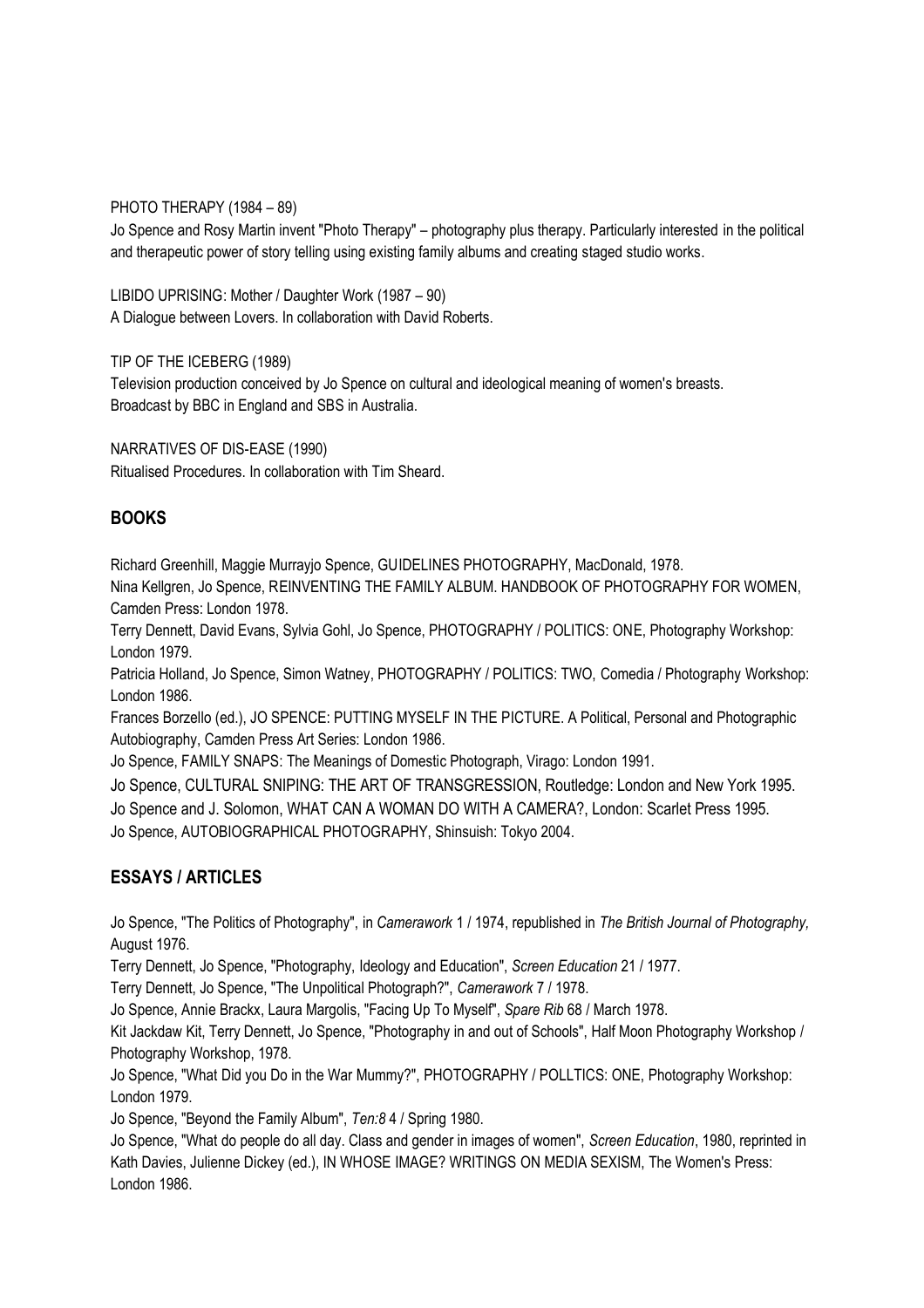PHOTO THERAPY (1984 – 89)

Jo Spence and Rosy Martin invent "Photo Therapy" – photography plus therapy. Particularly interested in the political and therapeutic power of story telling using existing family albums and creating staged studio works.

LIBIDO UPRISING: Mother / Daughter Work (1987 – 90)

A Dialogue between Lovers. In collaboration with David Roberts.

TIP OF THE ICEBERG (1989)

Television production conceived by Jo Spence on cultural and ideological meaning of women's breasts. Broadcast by BBC in England and SBS in Australia.

NARRATIVES OF DIS-EASE (1990)

Ritualised Procedures. In collaboration with Tim Sheard.

## BOOKS

Richard Greenhill, Maggie Murrayjo Spence, GUIDELINES PHOTOGRAPHY, MacDonald, 1978.

Nina Kellgren, Jo Spence, REINVENTING THE FAMILY ALBUM. HANDBOOK OF PHOTOGRAPHY FOR WOMEN, Camden Press: London 1978.

Terry Dennett, David Evans, Sylvia Gohl, Jo Spence, PHOTOGRAPHY / POLITICS: ONE, Photography Workshop: London 1979.

Patricia Holland, Jo Spence, Simon Watney, PHOTOGRAPHY / POLITICS: TWO, Comedia / Photography Workshop: London 1986.

Frances Borzello (ed.), JO SPENCE: PUTTING MYSELF IN THE PICTURE. A Political, Personal and Photographic Autobiography, Camden Press Art Series: London 1986.

Jo Spence, FAMILY SNAPS: The Meanings of Domestic Photograph, Virago: London 1991.

Jo Spence, CULTURAL SNIPING: THE ART OF TRANSGRESSION, Routledge: London and New York 1995.

Jo Spence and J. Solomon, WHAT CAN A WOMAN DO WITH A CAMERA?, London: Scarlet Press 1995.

Jo Spence, AUTOBIOGRAPHICAL PHOTOGRAPHY, Shinsuish: Tokyo 2004.

## ESSAYS / ARTICLES

Jo Spence, "The Politics of Photography", in *Camerawork* 1 / 1974, republished in *The British Journal of Photography,* August 1976.

Terry Dennett, Jo Spence, "Photography, Ideology and Education", *Screen Education* 21 / 1977.

Terry Dennett, Jo Spence, "The Unpolitical Photograph?", *Camerawork* 7 / 1978.

Jo Spence, Annie Brackx, Laura Margolis, "Facing Up To Myself", *Spare Rib* 68 / March 1978.

Kit Jackdaw Kit, Terry Dennett, Jo Spence, "Photography in and out of Schools", Half Moon Photography Workshop / Photography Workshop, 1978.

Jo Spence, "What Did you Do in the War Mummy?", PHOTOGRAPHY / POLLTICS: ONE, Photography Workshop: London 1979.

Jo Spence, "Beyond the Family Album", *Ten:8* 4 / Spring 1980.

Jo Spence, "What do people do all day. Class and gender in images of women", *Screen Education*, 1980, reprinted in Kath Davies, Julienne Dickey (ed.), IN WHOSE IMAGE? WRITINGS ON MEDIA SEXISM, The Women's Press: London 1986.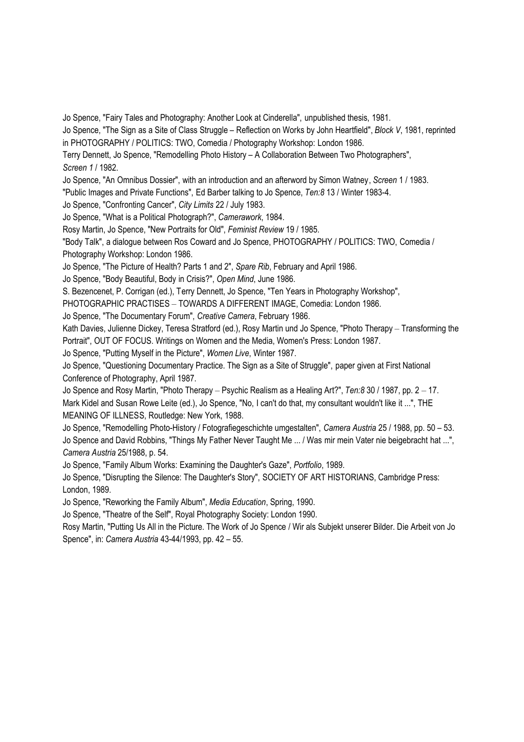Jo Spence, "Fairy Tales and Photography: Another Look at Cinderella", unpublished thesis, 1981.

Jo Spence, "The Sign as a Site of Class Struggle – Reflection on Works by John Heartfield", *Block V*, 1981, reprinted in PHOTOGRAPHY / POLITICS: TWO, Comedia / Photography Workshop: London 1986.

Terry Dennett, Jo Spence, "Remodelling Photo History – A Collaboration Between Two Photographers", *Screen 1* / 1982.

Jo Spence, "An Omnibus Dossier", with an introduction and an afterword by Simon Watney, *Screen* 1 / 1983.

"Public Images and Private Functions", Ed Barber talking to Jo Spence, *Ten:8* 13 / Winter 1983-4.

Jo Spence, "Confronting Cancer", *City Limits* 22 / July 1983.

Jo Spence, "What is a Political Photograph?", *Camerawork*, 1984.

Rosy Martin, Jo Spence, "New Portraits for Old", *Feminist Review* 19 / 1985.

"Body Talk", a dialogue between Ros Coward and Jo Spence, PHOTOGRAPHY / POLITICS: TWO, Comedia / Photography Workshop: London 1986.

Jo Spence, "The Picture of Health? Parts 1 and 2", *Spare Rib*, February and April 1986.

Jo Spence, "Body Beautiful, Body in Crisis?", *Open Mind*, June 1986.

S. Bezencenet, P. Corrigan (ed.), Terry Dennett, Jo Spence, "Ten Years in Photography Workshop", PHOTOGRAPHIC PRACTISES – TOWARDS A DIFFERENT IMAGE, Comedia: London 1986.

Jo Spence, "The Documentary Forum", *Creative Camera*, February 1986.

Kath Davies, Julienne Dickey, Teresa Stratford (ed.), Rosy Martin und Jo Spence, "Photo Therapy – Transforming the Portrait", OUT OF FOCUS. Writings on Women and the Media, Women's Press: London 1987.

Jo Spence, "Putting Myself in the Picture", *Women Live*, Winter 1987.

Jo Spence, "Questioning Documentary Practice. The Sign as a Site of Struggle", paper given at First National Conference of Photography, April 1987.

Jo Spence and Rosy Martin, "Photo Therapy – Psychic Realism as a Healing Art?", *Ten:8* 30 / 1987, pp. 2 – 17.

Mark Kidel and Susan Rowe Leite (ed.), Jo Spence, "No, I can't do that, my consultant wouldn't like it ...", THE MEANING OF ILLNESS, Routledge: New York, 1988.

Jo Spence, "Remodelling Photo-History / Fotografiegeschichte umgestalten", *Camera Austria* 25 / 1988, pp. 50 – 53.

Jo Spence and David Robbins, "Things My Father Never Taught Me ... / Was mir mein Vater nie beigebracht hat ...", *Camera Austria* 25/1988, p. 54.

Jo Spence, "Family Album Works: Examining the Daughter's Gaze", *Portfolio*, 1989.

Jo Spence, "Disrupting the Silence: The Daughter's Story", SOCIETY OF ART HISTORIANS, Cambridge Press: London, 1989.

Jo Spence, "Reworking the Family Album", *Media Education*, Spring, 1990.

Jo Spence, "Theatre of the Self", Royal Photography Society: London 1990.

Rosy Martin, "Putting Us All in the Picture. The Work of Jo Spence / Wir als Subjekt unserer Bilder. Die Arbeit von Jo Spence", in: *Camera Austria* 43-44/1993, pp. 42 – 55.